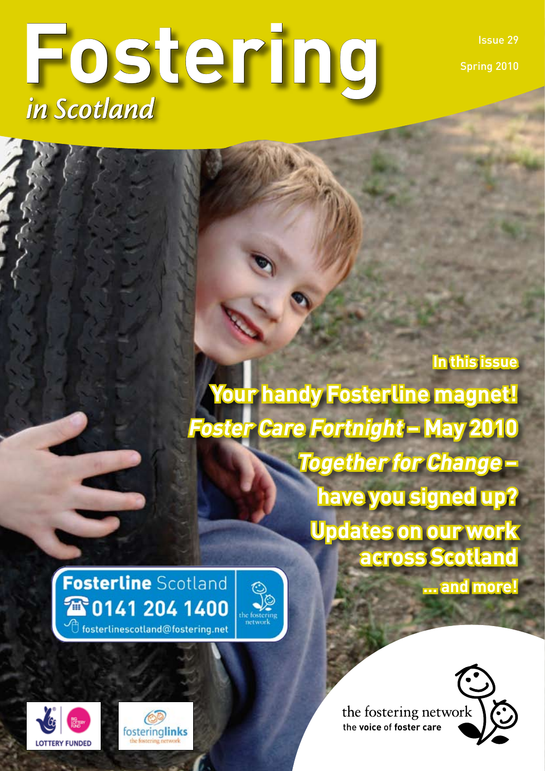# Fostering
## *in Scotland*

Issue 29

Spring 2010

### In this issue

**Your handy Fosterline magnet!**

***Foster Care Fortnight* – May 2010**

***Together for Change* – have you signed up?**

**Updates on our work across Scotland**

**... and more!**

**Fosterline** Scotland
0141 204 1400
fosterlinescotland@fostering.net

the fostering network

LOTTERY FUNDED

fosteringlinks
the fostering network

the fostering network
the **voice** of **foster care**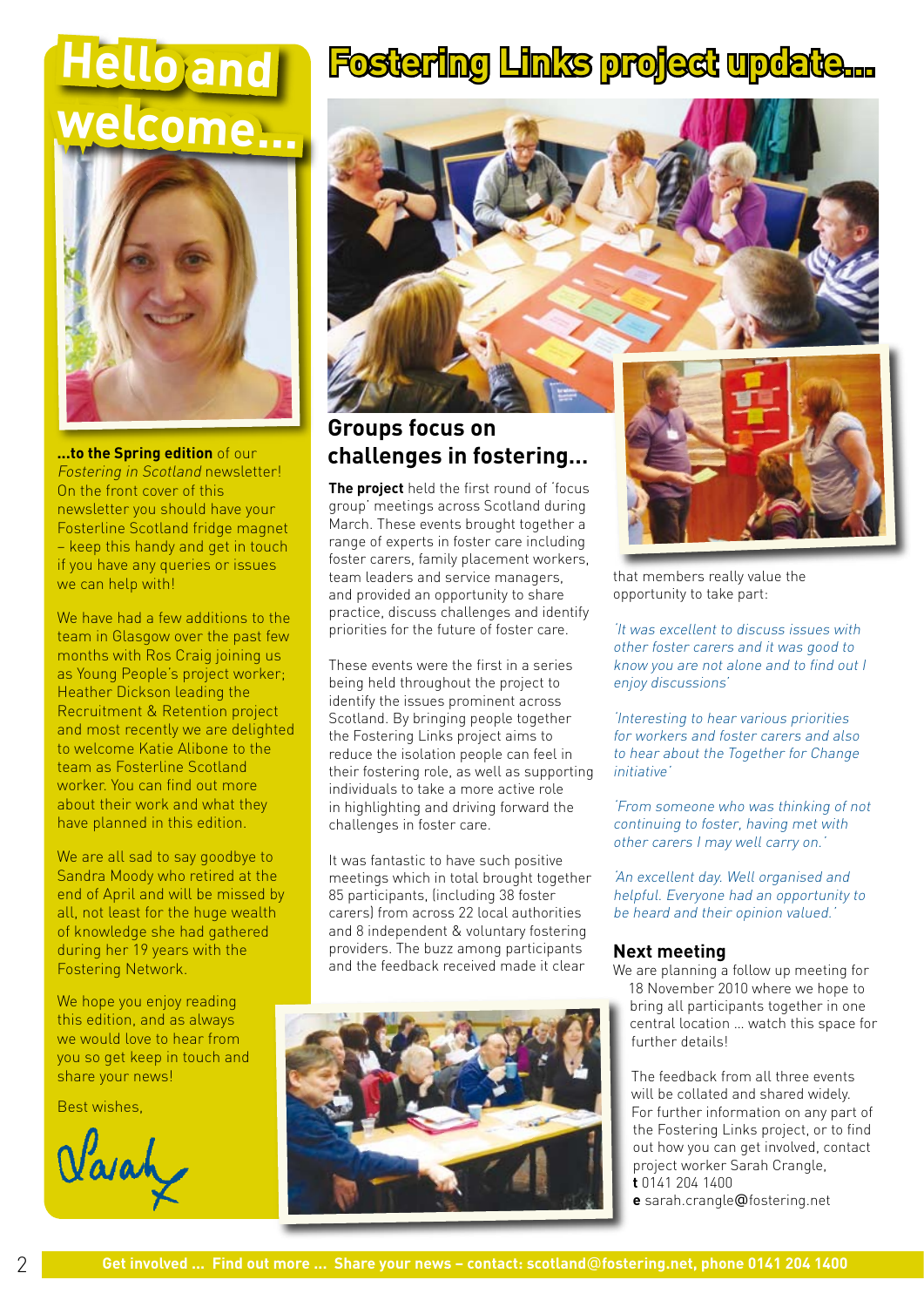# Hello and welcome...

**...to the Spring edition** of our *Fostering in Scotland* newsletter! On the front cover of this newsletter you should have your Fosterline Scotland fridge magnet – keep this handy and get in touch if you have any queries or issues we can help with!

We have had a few additions to the team in Glasgow over the past few months with Ros Craig joining us as Young People's project worker; Heather Dickson leading the Recruitment & Retention project and most recently we are delighted to welcome Katie Alibone to the team as Fosterline Scotland worker. You can find out more about their work and what they have planned in this edition.

We are all sad to say goodbye to Sandra Moody who retired at the end of April and will be missed by all, not least for the huge wealth of knowledge she had gathered during her 19 years with the Fostering Network.

We hope you enjoy reading this edition, and as always we would love to hear from you so get keep in touch and share your news!

Best wishes,

Sarah

# Fostering Links project update...

## Groups focus on challenges in fostering...

**The project** held the first round of 'focus group' meetings across Scotland during March. These events brought together a range of experts in foster care including foster carers, family placement workers, team leaders and service managers, and provided an opportunity to share practice, discuss challenges and identify priorities for the future of foster care.

These events were the first in a series being held throughout the project to identify the issues prominent across Scotland. By bringing people together the Fostering Links project aims to reduce the isolation people can feel in their fostering role, as well as supporting individuals to take a more active role in highlighting and driving forward the challenges in foster care.

It was fantastic to have such positive meetings which in total brought together 85 participants, (including 38 foster carers) from across 22 local authorities and 8 independent & voluntary fostering providers. The buzz among participants and the feedback received made it clear that members really value the opportunity to take part:

*'It was excellent to discuss issues with other foster carers and it was good to know you are not alone and to find out I enjoy discussions'*

*'Interesting to hear various priorities for workers and foster carers and also to hear about the Together for Change initiative'*

*'From someone who was thinking of not continuing to foster, having met with other carers I may well carry on.'*

*'An excellent day. Well organised and helpful. Everyone had an opportunity to be heard and their opinion valued.'*

### Next meeting

We are planning a follow up meeting for 18 November 2010 where we hope to bring all participants together in one central location ... watch this space for further details!

The feedback from all three events will be collated and shared widely. For further information on any part of the Fostering Links project, or to find out how you can get involved, contact project worker Sarah Crangle,
**t** 0141 204 1400
**e** sarah.crangle@fostering.net

**Get involved ... Find out more ... Share your news – contact: scotland@fostering.net, phone 0141 204 1400**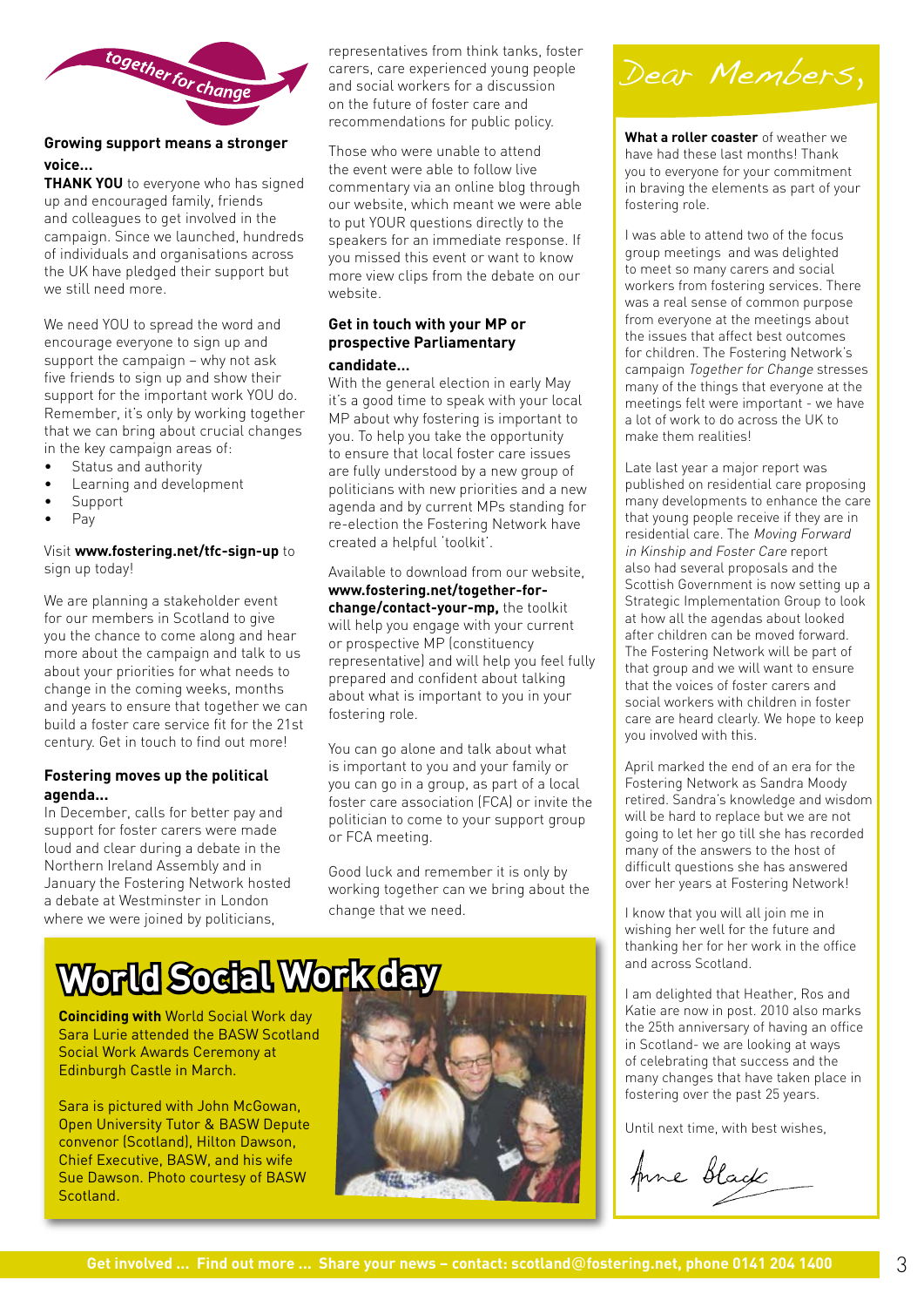together for change

### Growing support means a stronger voice...

**THANK YOU** to everyone who has signed up and encouraged family, friends and colleagues to get involved in the campaign. Since we launched, hundreds of individuals and organisations across the UK have pledged their support but we still need more.

We need YOU to spread the word and encourage everyone to sign up and support the campaign – why not ask five friends to sign up and show their support for the important work YOU do. Remember, it's only by working together that we can bring about crucial changes in the key campaign areas of:

- Status and authority
- Learning and development
- Support
- Pay

Visit **www.fostering.net/tfc-sign-up** to sign up today!

We are planning a stakeholder event for our members in Scotland to give you the chance to come along and hear more about the campaign and talk to us about your priorities for what needs to change in the coming weeks, months and years to ensure that together we can build a foster care service fit for the 21st century. Get in touch to find out more!

### Fostering moves up the political agenda...

In December, calls for better pay and support for foster carers were made loud and clear during a debate in the Northern Ireland Assembly and in January the Fostering Network hosted a debate at Westminster in London where we were joined by politicians, representatives from think tanks, foster carers, care experienced young people and social workers for a discussion on the future of foster care and recommendations for public policy.

Those who were unable to attend the event were able to follow live commentary via an online blog through our website, which meant we were able to put YOUR questions directly to the speakers for an immediate response. If you missed this event or want to know more view clips from the debate on our website.

### Get in touch with your MP or prospective Parliamentary candidate...

With the general election in early May it's a good time to speak with your local MP about why fostering is important to you. To help you take the opportunity to ensure that local foster care issues are fully understood by a new group of politicians with new priorities and a new agenda and by current MPs standing for re-election the Fostering Network have created a helpful 'toolkit'.

Available to download from our website, **www.fostering.net/together-for-change/contact-your-mp,** the toolkit will help you engage with your current or prospective MP (constituency representative) and will help you feel fully prepared and confident about talking about what is important to you in your fostering role.

You can go alone and talk about what is important to you and your family or you can go in a group, as part of a local foster care association (FCA) or invite the politician to come to your support group or FCA meeting.

Good luck and remember it is only by working together can we bring about the change that we need.

## World Social Work day

**Coinciding with** World Social Work day Sara Lurie attended the BASW Scotland Social Work Awards Ceremony at Edinburgh Castle in March.

Sara is pictured with John McGowan, Open University Tutor & BASW Depute convenor (Scotland), Hilton Dawson, Chief Executive, BASW, and his wife Sue Dawson. Photo courtesy of BASW Scotland.

## Dear Members,

**What a roller coaster** of weather we have had these last months! Thank you to everyone for your commitment in braving the elements as part of your fostering role.

I was able to attend two of the focus group meetings and was delighted to meet so many carers and social workers from fostering services. There was a real sense of common purpose from everyone at the meetings about the issues that affect best outcomes for children. The Fostering Network's campaign *Together for Change* stresses many of the things that everyone at the meetings felt were important - we have a lot of work to do across the UK to make them realities!

Late last year a major report was published on residential care proposing many developments to enhance the care that young people receive if they are in residential care. The *Moving Forward in Kinship and Foster Care* report also had several proposals and the Scottish Government is now setting up a Strategic Implementation Group to look at how all the agendas about looked after children can be moved forward. The Fostering Network will be part of that group and we will want to ensure that the voices of foster carers and social workers with children in foster care are heard clearly. We hope to keep you involved with this.

April marked the end of an era for the Fostering Network as Sandra Moody retired. Sandra's knowledge and wisdom will be hard to replace but we are not going to let her go till she has recorded many of the answers to the host of difficult questions she has answered over her years at Fostering Network!

I know that you will all join me in wishing her well for the future and thanking her for her work in the office and across Scotland.

I am delighted that Heather, Ros and Katie are now in post. 2010 also marks the 25th anniversary of having an office in Scotland- we are looking at ways of celebrating that success and the many changes that have taken place in fostering over the past 25 years.

Until next time, with best wishes,

Anne Black

Get involved ... Find out more ... Share your news – contact: scotland@fostering.net, phone 0141 204 1400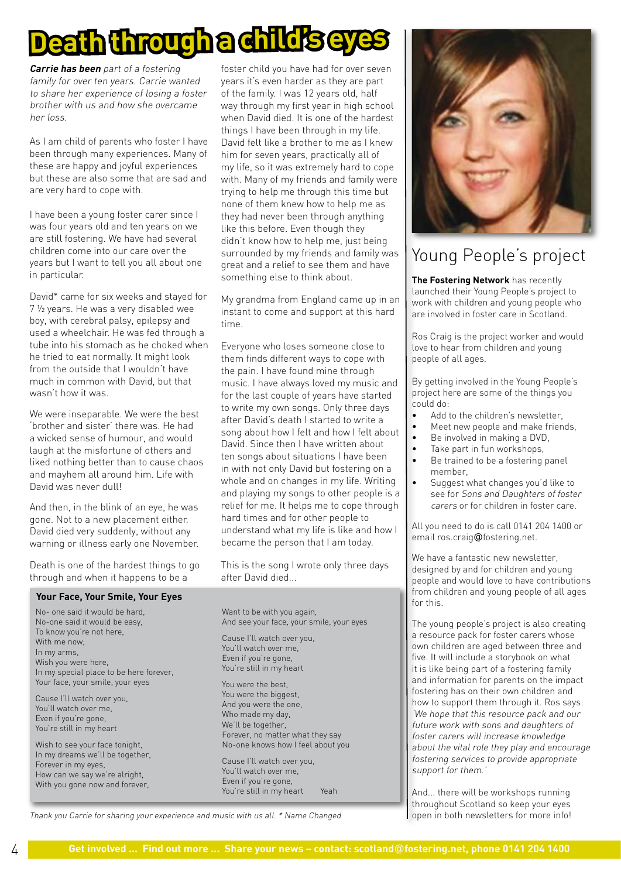# Death through a child's eyes

***Carrie has been** part of a fostering family for over ten years. Carrie wanted to share her experience of losing a foster brother with us and how she overcame her loss.*

As I am child of parents who foster I have been through many experiences. Many of these are happy and joyful experiences but these are also some that are sad and are very hard to cope with.

I have been a young foster carer since I was four years old and ten years on we are still fostering. We have had several children come into our care over the years but I want to tell you all about one in particular.

David* came for six weeks and stayed for 7 ½ years. He was a very disabled wee boy, with cerebral palsy, epilepsy and used a wheelchair. He was fed through a tube into his stomach as he choked when he tried to eat normally. It might look from the outside that I wouldn't have much in common with David, but that wasn't how it was.

We were inseparable. We were the best 'brother and sister' there was. He had a wicked sense of humour, and would laugh at the misfortune of others and liked nothing better than to cause chaos and mayhem all around him. Life with David was never dull!

And then, in the blink of an eye, he was gone. Not to a new placement either. David died very suddenly, without any warning or illness early one November.

Death is one of the hardest things to go through and when it happens to be a foster child you have had for over seven years it's even harder as they are part of the family. I was 12 years old, half way through my first year in high school when David died. It is one of the hardest things I have been through in my life. David felt like a brother to me as I knew him for seven years, practically all of my life, so it was extremely hard to cope with. Many of my friends and family were trying to help me through this time but none of them knew how to help me as they had never been through anything like this before. Even though they didn't know how to help me, just being surrounded by my friends and family was great and a relief to see them and have something else to think about.

My grandma from England came up in an instant to come and support at this hard time.

Everyone who loses someone close to them finds different ways to cope with the pain. I have found mine through music. I have always loved my music and for the last couple of years have started to write my own songs. Only three days after David's death I started to write a song about how I felt and how I felt about David. Since then I have written about ten songs about situations I have been in with not only David but fostering on a whole and on changes in my life. Writing and playing my songs to other people is a relief for me. It helps me to cope through hard times and for other people to understand what my life is like and how I became the person that I am today.

This is the song I wrote only three days after David died...

### Your Face, Your Smile, Your Eyes

No- one said it would be hard,
No-one said it would be easy,
To know you're not here,
With me now,
In my arms,
Wish you were here,
In my special place to be here forever,
Your face, your smile, your eyes

Cause I'll watch over you,
You'll watch over me,
Even if you're gone,
You're still in my heart

Wish to see your face tonight,
In my dreams we'll be together,
Forever in my eyes,
How can we say we're alright,
With you gone now and forever,

Want to be with you again,
And see your face, your smile, your eyes

Cause I'll watch over you,
You'll watch over me,
Even if you're gone,
You're still in my heart

You were the best,
You were the biggest,
And you were the one,
Who made my day,
We'll be together,
Forever, no matter what they say
No-one knows how I feel about you

Cause I'll watch over you,
You'll watch over me,
Even if you're gone,
You're still in my heart Yeah

*Thank you Carrie for sharing your experience and music with us all. * Name Changed*

## Young People's project

**The Fostering Network** has recently launched their Young People's project to work with children and young people who are involved in foster care in Scotland.

Ros Craig is the project worker and would love to hear from children and young people of all ages.

By getting involved in the Young People's project here are some of the things you could do:

- Add to the children's newsletter,
- Meet new people and make friends,
- Be involved in making a DVD,
- Take part in fun workshops,
- Be trained to be a fostering panel member,
- Suggest what changes you'd like to see for *Sons and Daughters of foster carers* or for children in foster care.

All you need to do is call 0141 204 1400 or email ros.craig@fostering.net.

We have a fantastic new newsletter, designed by and for children and young people and would love to have contributions from children and young people of all ages for this.

The young people's project is also creating a resource pack for foster carers whose own children are aged between three and five. It will include a storybook on what it is like being part of a fostering family and information for parents on the impact fostering has on their own children and how to support them through it. Ros says: *'We hope that this resource pack and our future work with sons and daughters of foster carers will increase knowledge about the vital role they play and encourage fostering services to provide appropriate support for them.'*

And... there will be workshops running throughout Scotland so keep your eyes open in both newsletters for more info!

**Get involved ... Find out more ... Share your news – contact: scotland@fostering.net, phone 0141 204 1400**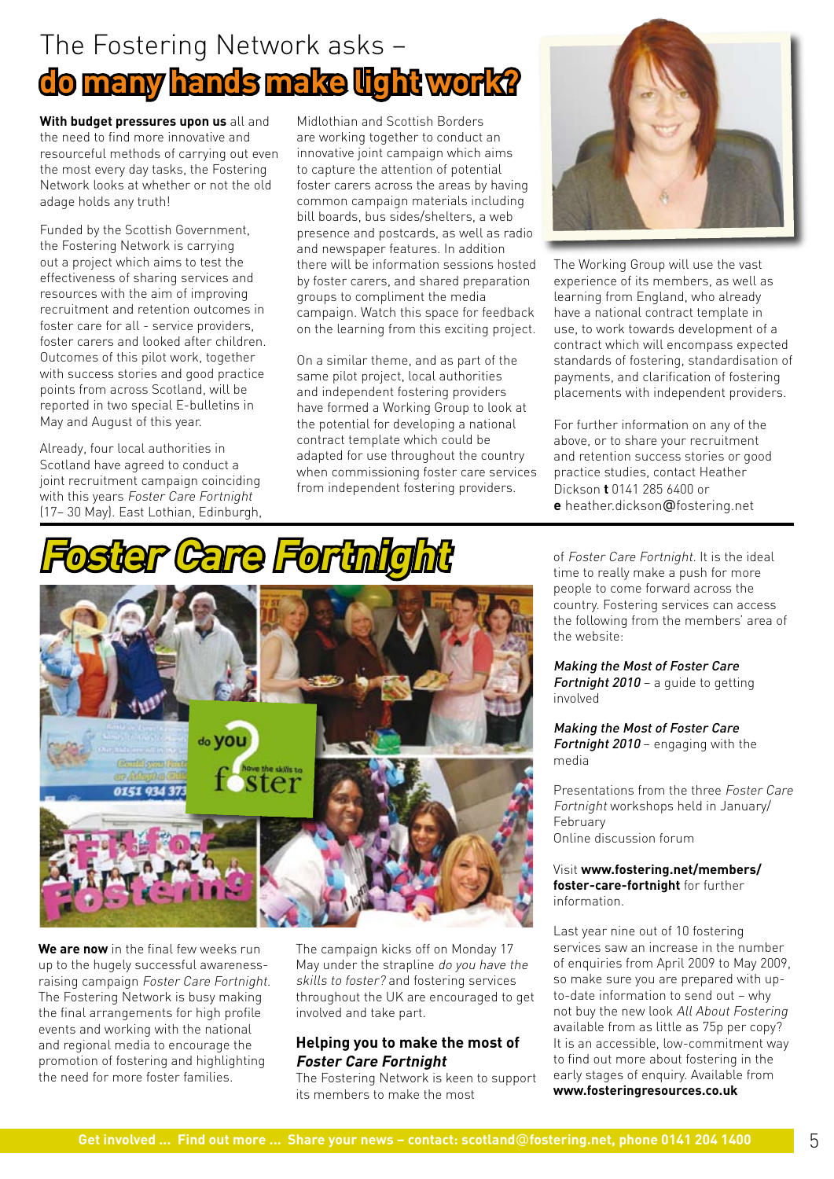# The Fostering Network asks – do many hands make light work?

**With budget pressures upon us** all and the need to find more innovative and resourceful methods of carrying out even the most every day tasks, the Fostering Network looks at whether or not the old adage holds any truth!

Funded by the Scottish Government, the Fostering Network is carrying out a project which aims to test the effectiveness of sharing services and resources with the aim of improving recruitment and retention outcomes in foster care for all - service providers, foster carers and looked after children. Outcomes of this pilot work, together with success stories and good practice points from across Scotland, will be reported in two special E-bulletins in May and August of this year.

Already, four local authorities in Scotland have agreed to conduct a joint recruitment campaign coinciding with this years *Foster Care Fortnight* (17– 30 May). East Lothian, Edinburgh, Midlothian and Scottish Borders are working together to conduct an innovative joint campaign which aims to capture the attention of potential foster carers across the areas by having common campaign materials including bill boards, bus sides/shelters, a web presence and postcards, as well as radio and newspaper features. In addition there will be information sessions hosted by foster carers, and shared preparation groups to compliment the media campaign. Watch this space for feedback on the learning from this exciting project.

On a similar theme, and as part of the same pilot project, local authorities and independent fostering providers have formed a Working Group to look at the potential for developing a national contract template which could be adapted for use throughout the country when commissioning foster care services from independent fostering providers.

The Working Group will use the vast experience of its members, as well as learning from England, who already have a national contract template in use, to work towards development of a contract which will encompass expected standards of fostering, standardisation of payments, and clarification of fostering placements with independent providers.

For further information on any of the above, or to share your recruitment and retention success stories or good practice studies, contact Heather Dickson **t** 0141 285 6400 or **e** heather.dickson@fostering.net

# Foster Care Fortnight

**We are now** in the final few weeks run up to the hugely successful awareness-raising campaign *Foster Care Fortnight*. The Fostering Network is busy making the final arrangements for high profile events and working with the national and regional media to encourage the promotion of fostering and highlighting the need for more foster families.

The campaign kicks off on Monday 17 May under the strapline *do you have the skills to foster?* and fostering services throughout the UK are encouraged to get involved and take part.

### Helping you to make the most of *Foster Care Fortnight*

The Fostering Network is keen to support its members to make the most of *Foster Care Fortnight*. It is the ideal time to really make a push for more people to come forward across the country. Fostering services can access the following from the members' area of the website:

***Making the Most of Foster Care Fortnight 2010*** – a guide to getting involved

***Making the Most of Foster Care Fortnight 2010*** – engaging with the media

Presentations from the three *Foster Care Fortnight* workshops held in January/ February

Online discussion forum

Visit **www.fostering.net/members/foster-care-fortnight** for further information.

Last year nine out of 10 fostering services saw an increase in the number of enquiries from April 2009 to May 2009, so make sure you are prepared with up-to-date information to send out – why not buy the new look *All About Fostering* available from as little as 75p per copy? It is an accessible, low-commitment way to find out more about fostering in the early stages of enquiry. Available from **www.fosteringresources.co.uk**

**Get involved ... Find out more ... Share your news – contact: scotland@fostering.net, phone 0141 204 1400**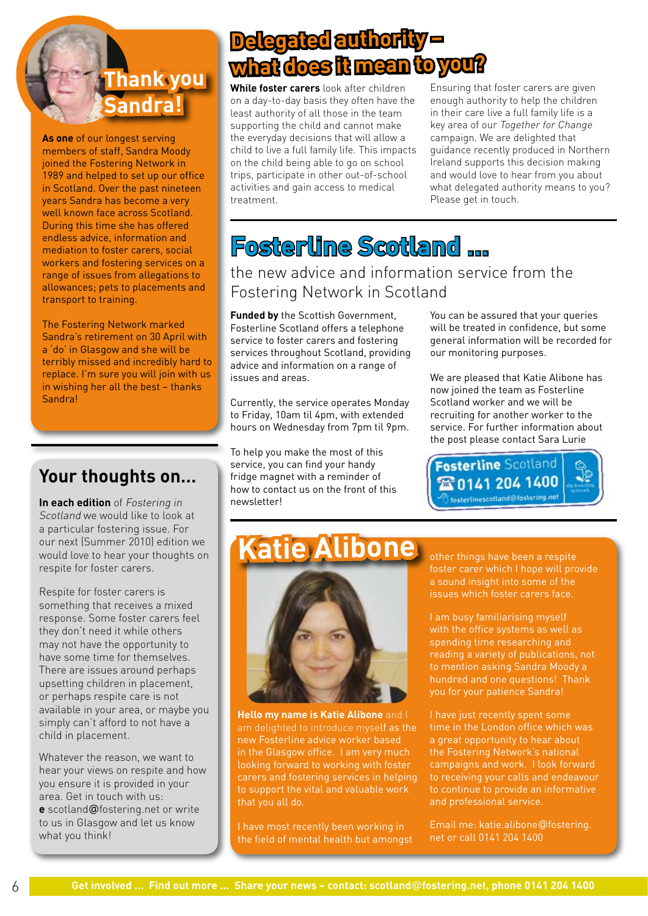## Thank you Sandra!

**As one** of our longest serving members of staff, Sandra Moody joined the Fostering Network in 1989 and helped to set up our office in Scotland. Over the past nineteen years Sandra has become a very well known face across Scotland. During this time she has offered endless advice, information and mediation to foster carers, social workers and fostering services on a range of issues from allegations to allowances; pets to placements and transport to training.

The Fostering Network marked Sandra's retirement on 30 April with a 'do' in Glasgow and she will be terribly missed and incredibly hard to replace. I'm sure you will join with us in wishing her all the best – thanks Sandra!

## Your thoughts on...

**In each edition** of *Fostering in Scotland* we would like to look at a particular fostering issue. For our next (Summer 2010) edition we would love to hear your thoughts on respite for foster carers.

Respite for foster carers is something that receives a mixed response. Some foster carers feel they don't need it while others may not have the opportunity to have some time for themselves. There are issues around perhaps upsetting children in placement, or perhaps respite care is not available in your area, or maybe you simply can't afford to not have a child in placement.

Whatever the reason, we want to hear your views on respite and how you ensure it is provided in your area. Get in touch with us:
**e** scotland@fostering.net or write to us in Glasgow and let us know what you think!

## Delegated authority – what does it mean to you?

**While foster carers** look after children on a day-to-day basis they often have the least authority of all those in the team supporting the child and cannot make the everyday decisions that will allow a child to live a full family life. This impacts on the child being able to go on school trips, participate in other out-of-school activities and gain access to medical treatment.

Ensuring that foster carers are given enough authority to help the children in their care live a full family life is a key area of our *Together for Change* campaign. We are delighted that guidance recently produced in Northern Ireland supports this decision making and would love to hear from you about what delegated authority means to you? Please get in touch.

## Fosterline Scotland ...

### the new advice and information service from the Fostering Network in Scotland

**Funded by** the Scottish Government, Fosterline Scotland offers a telephone service to foster carers and fostering services throughout Scotland, providing advice and information on a range of issues and areas.

Currently, the service operates Monday to Friday, 10am til 4pm, with extended hours on Wednesday from 7pm til 9pm.

To help you make the most of this service, you can find your handy fridge magnet with a reminder of how to contact us on the front of this newsletter!

You can be assured that your queries will be treated in confidence, but some general information will be recorded for our monitoring purposes.

We are pleased that Katie Alibone has now joined the team as Fosterline Scotland worker and we will be recruiting for another worker to the service. For further information about the post please contact Sara Lurie

Fosterline Scotland
0141 204 1400
fosterlinescotland@fostering.net

## Katie Alibone

**Hello my name is Katie Alibone** and I am delighted to introduce myself as the new Fosterline advice worker based in the Glasgow office. I am very much looking forward to working with foster carers and fostering services in helping to support the vital and valuable work that you all do.

I have most recently been working in the field of mental health but amongst other things have been a respite foster carer which I hope will provide a sound insight into some of the issues which foster carers face.

I am busy familiarising myself with the office systems as well as spending time researching and reading a variety of publications, not to mention asking Sandra Moody a hundred and one questions! Thank you for your patience Sandra!

I have just recently spent some time in the London office which was a great opportunity to hear about the Fostering Network's national campaigns and work. I look forward to receiving your calls and endeavour to continue to provide an informative and professional service.

Email me: katie.alibone@fostering.net or call 0141 204 1400

**Get involved ... Find out more ... Share your news – contact: scotland@fostering.net, phone 0141 204 1400**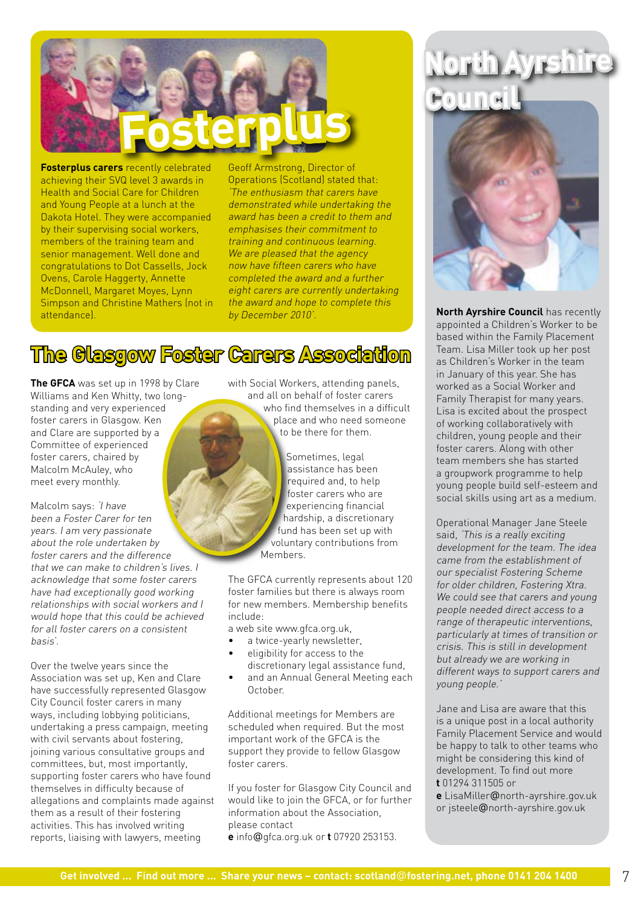# Fosterplus

**Fosterplus carers** recently celebrated achieving their SVQ level 3 awards in Health and Social Care for Children and Young People at a lunch at the Dakota Hotel. They were accompanied by their supervising social workers, members of the training team and senior management. Well done and congratulations to Dot Cassells, Jock Ovens, Carole Haggerty, Annette McDonnell, Margaret Moyes, Lynn Simpson and Christine Mathers (not in attendance).

Geoff Armstrong, Director of Operations (Scotland) stated that: *'The enthusiasm that carers have demonstrated while undertaking the award has been a credit to them and emphasises their commitment to training and continuous learning. We are pleased that the agency now have fifteen carers who have completed the award and a further eight carers are currently undertaking the award and hope to complete this by December 2010'.*

# The Glasgow Foster Carers Association

**The GFCA** was set up in 1998 by Clare Williams and Ken Whitty, two long-standing and very experienced foster carers in Glasgow. Ken and Clare are supported by a Committee of experienced foster carers, chaired by Malcolm McAuley, who meet every monthly.

Malcolm says: *'I have been a Foster Carer for ten years. I am very passionate about the role undertaken by foster carers and the difference that we can make to children's lives. I acknowledge that some foster carers have had exceptionally good working relationships with social workers and I would hope that this could be achieved for all foster carers on a consistent basis'.*

Over the twelve years since the Association was set up, Ken and Clare have successfully represented Glasgow City Council foster carers in many ways, including lobbying politicians, undertaking a press campaign, meeting with civil servants about fostering, joining various consultative groups and committees, but, most importantly, supporting foster carers who have found themselves in difficulty because of allegations and complaints made against them as a result of their fostering activities. This has involved writing reports, liaising with lawyers, meeting with Social Workers, attending panels, and all on behalf of foster carers who find themselves in a difficult place and who need someone to be there for them.

Sometimes, legal assistance has been required and, to help foster carers who are experiencing financial hardship, a discretionary fund has been set up with voluntary contributions from Members.

The GFCA currently represents about 120 foster families but there is always room for new members. Membership benefits include:

a web site www.gfca.org.uk,

- a twice-yearly newsletter,
- eligibility for access to the discretionary legal assistance fund,
- and an Annual General Meeting each October.

Additional meetings for Members are scheduled when required. But the most important work of the GFCA is the support they provide to fellow Glasgow foster carers.

If you foster for Glasgow City Council and would like to join the GFCA, or for further information about the Association, please contact
**e** info@gfca.org.uk or **t** 07920 253153.

# North Ayrshire Council

**North Ayrshire Council** has recently appointed a Children's Worker to be based within the Family Placement Team. Lisa Miller took up her post as Children's Worker in the team in January of this year. She has worked as a Social Worker and Family Therapist for many years. Lisa is excited about the prospect of working collaboratively with children, young people and their foster carers. Along with other team members she has started a groupwork programme to help young people build self-esteem and social skills using art as a medium.

Operational Manager Jane Steele said, *'This is a really exciting development for the team. The idea came from the establishment of our specialist Fostering Scheme for older children, Fostering Xtra. We could see that carers and young people needed direct access to a range of therapeutic interventions, particularly at times of transition or crisis. This is still in development but already we are working in different ways to support carers and young people.'*

Jane and Lisa are aware that this is a unique post in a local authority Family Placement Service and would be happy to talk to other teams who might be considering this kind of development. To find out more
**t** 01294 311505 or
**e** LisaMiller@north-ayrshire.gov.uk or jsteele@north-ayrshire.gov.uk

**Get involved ... Find out more ... Share your news – contact: scotland@fostering.net, phone 0141 204 1400**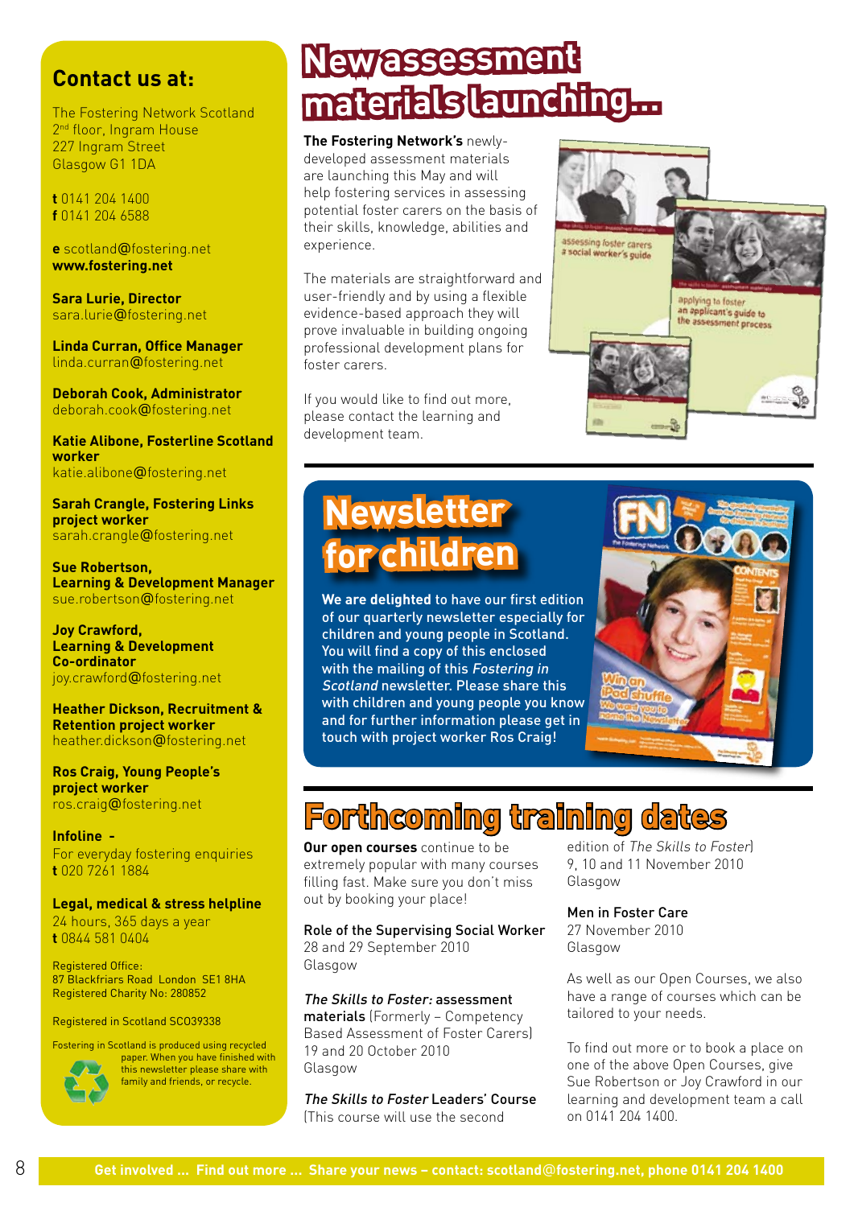## Contact us at:

The Fostering Network Scotland
2nd floor, Ingram House
227 Ingram Street
Glasgow G1 1DA

**t** 0141 204 1400
**f** 0141 204 6588

**e** scotland@fostering.net
**www.fostering.net**

**Sara Lurie, Director**
sara.lurie@fostering.net

**Linda Curran, Office Manager**
linda.curran@fostering.net

**Deborah Cook, Administrator**
deborah.cook@fostering.net

**Katie Alibone, Fosterline Scotland worker**
katie.alibone@fostering.net

**Sarah Crangle, Fostering Links project worker**
sarah.crangle@fostering.net

**Sue Robertson, Learning & Development Manager**
sue.robertson@fostering.net

**Joy Crawford, Learning & Development Co-ordinator**
joy.crawford@fostering.net

**Heather Dickson, Recruitment & Retention project worker**
heather.dickson@fostering.net

**Ros Craig, Young People's project worker**
ros.craig@fostering.net

**Infoline -**
For everyday fostering enquiries
**t** 020 7261 1884

**Legal, medical & stress helpline**
24 hours, 365 days a year
**t** 0844 581 0404

Registered Office:
87 Blackfriars Road London SE1 8HA
Registered Charity No: 280852

Registered in Scotland SC039338

Fostering in Scotland is produced using recycled paper. When you have finished with this newsletter please share with family and friends, or recycle.

# New assessment materials launching...

**The Fostering Network's** newly-developed assessment materials are launching this May and will help fostering services in assessing potential foster carers on the basis of their skills, knowledge, abilities and experience.

The materials are straightforward and user-friendly and by using a flexible evidence-based approach they will prove invaluable in building ongoing professional development plans for foster carers.

If you would like to find out more, please contact the learning and development team.

# Newsletter for children

**We are delighted** to have our first edition of our quarterly newsletter especially for children and young people in Scotland. You will find a copy of this enclosed with the mailing of this *Fostering in Scotland* newsletter. Please share this with children and young people you know and for further information please get in touch with project worker Ros Craig!

# Forthcoming training dates

**Our open courses** continue to be extremely popular with many courses filling fast. Make sure you don't miss out by booking your place!

**Role of the Supervising Social Worker**
28 and 29 September 2010
Glasgow

***The Skills to Foster:* assessment materials** (Formerly – Competency Based Assessment of Foster Carers)
19 and 20 October 2010
Glasgow

***The Skills to Foster* Leaders' Course**
(This course will use the second edition of *The Skills to Foster*)
9, 10 and 11 November 2010
Glasgow

**Men in Foster Care**
27 November 2010
Glasgow

As well as our Open Courses, we also have a range of courses which can be tailored to your needs.

To find out more or to book a place on one of the above Open Courses, give Sue Robertson or Joy Crawford in our learning and development team a call on 0141 204 1400.

**Get involved ... Find out more ... Share your news – contact: scotland@fostering.net, phone 0141 204 1400**